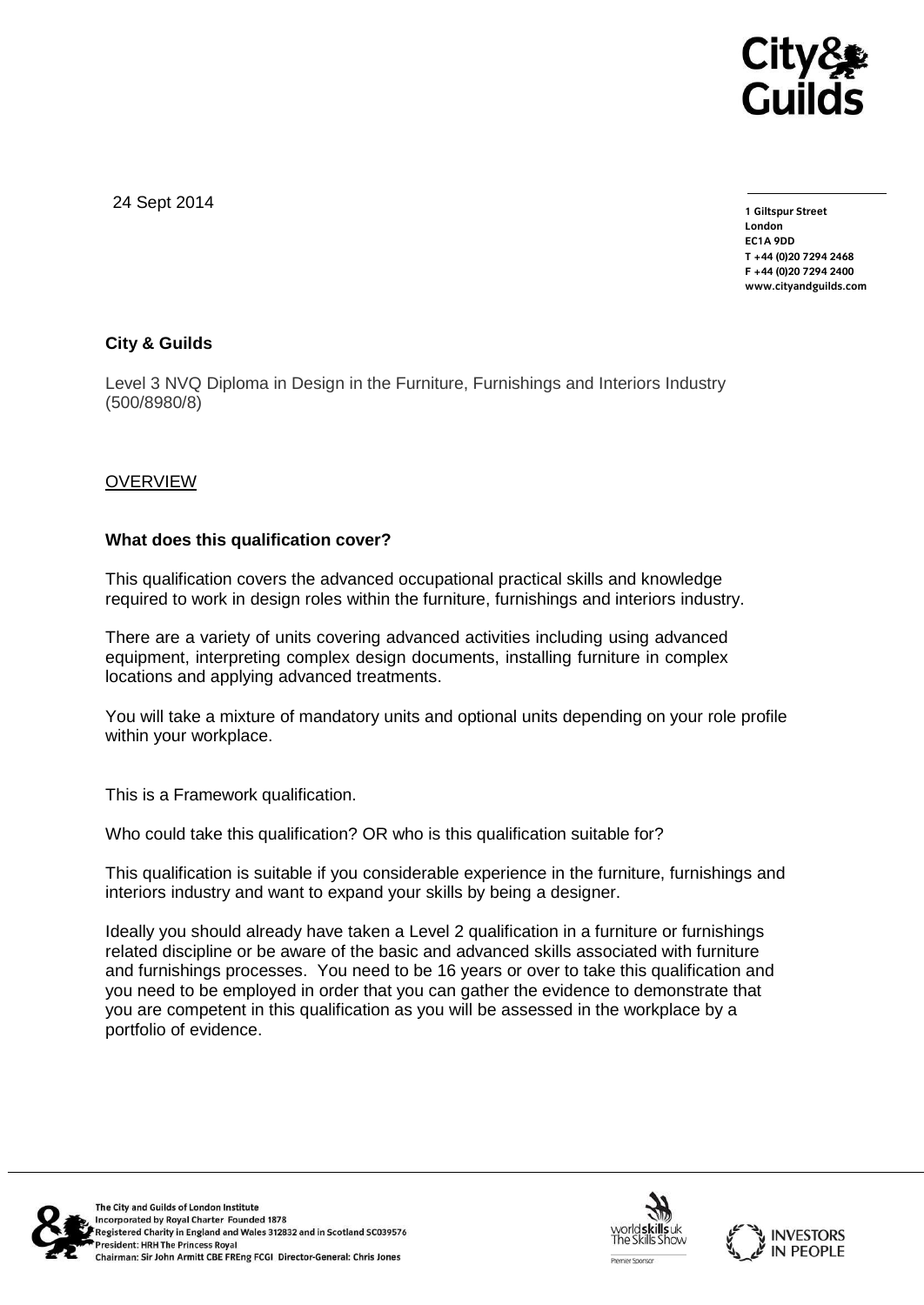24 Sept 2014

1 Giltspur Street
London
EC1A 9DD
T +44 (0)20 7294 2468
F +44 (0)20 7294 2400
www.cityandguilds.com

**City & Guilds**

Level 3 NVQ Diploma in Design in the Furniture, Furnishings and Interiors Industry (500/8980/8)

OVERVIEW

**What does this qualification cover?**

This qualification covers the advanced occupational practical skills and knowledge required to work in design roles within the furniture, furnishings and interiors industry.

There are a variety of units covering advanced activities including using advanced equipment, interpreting complex design documents, installing furniture in complex locations and applying advanced treatments.

You will take a mixture of mandatory units and optional units depending on your role profile within your workplace.

This is a Framework qualification.

Who could take this qualification? OR who is this qualification suitable for?

This qualification is suitable if you considerable experience in the furniture, furnishings and interiors industry and want to expand your skills by being a designer.

Ideally you should already have taken a Level 2 qualification in a furniture or furnishings related discipline or be aware of the basic and advanced skills associated with furniture and furnishings processes. You need to be 16 years or over to take this qualification and you need to be employed in order that you can gather the evidence to demonstrate that you are competent in this qualification as you will be assessed in the workplace by a portfolio of evidence.

The City and Guilds of London Institute
Incorporated by Royal Charter Founded 1878
Registered Charity in England and Wales 312832 and in Scotland SC039576
President: HRH The Princess Royal
Chairman: Sir John Armitt CBE FREng FCGI Director-General: Chris Jones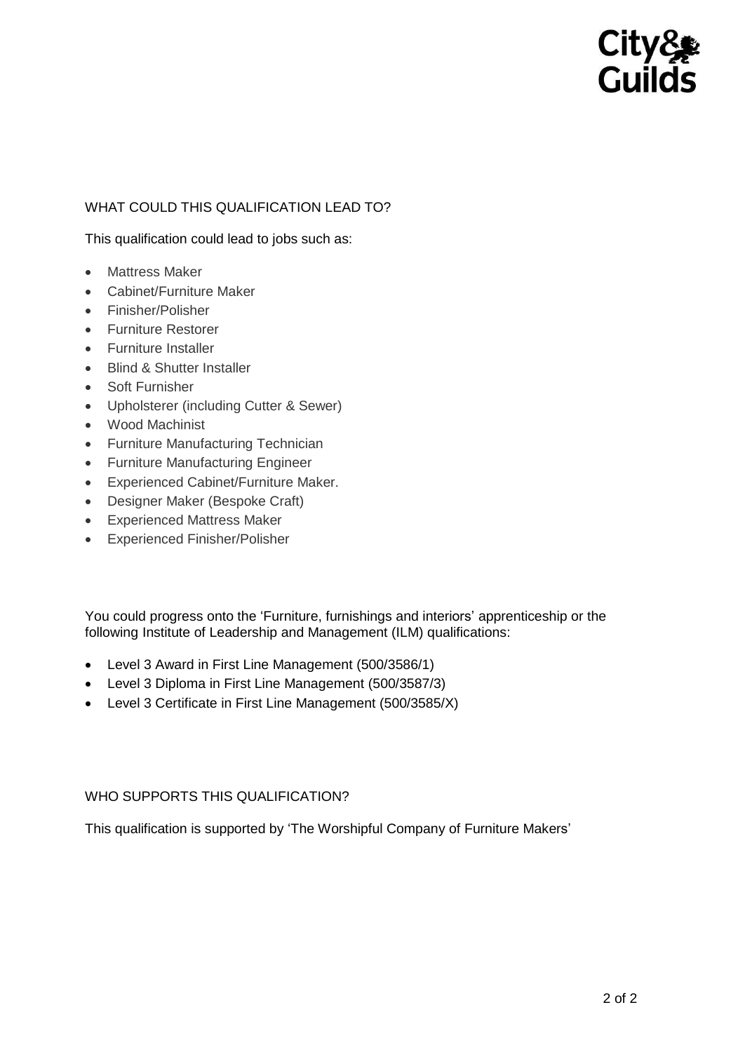## WHAT COULD THIS QUALIFICATION LEAD TO?

This qualification could lead to jobs such as:

- Mattress Maker
- Cabinet/Furniture Maker
- Finisher/Polisher
- Furniture Restorer
- Furniture Installer
- Blind & Shutter Installer
- Soft Furnisher
- Upholsterer (including Cutter & Sewer)
- Wood Machinist
- Furniture Manufacturing Technician
- Furniture Manufacturing Engineer
- Experienced Cabinet/Furniture Maker.
- Designer Maker (Bespoke Craft)
- Experienced Mattress Maker
- Experienced Finisher/Polisher

You could progress onto the 'Furniture, furnishings and interiors' apprenticeship or the following Institute of Leadership and Management (ILM) qualifications:

- Level 3 Award in First Line Management (500/3586/1)
- Level 3 Diploma in First Line Management (500/3587/3)
- Level 3 Certificate in First Line Management (500/3585/X)

## WHO SUPPORTS THIS QUALIFICATION?

This qualification is supported by 'The Worshipful Company of Furniture Makers'